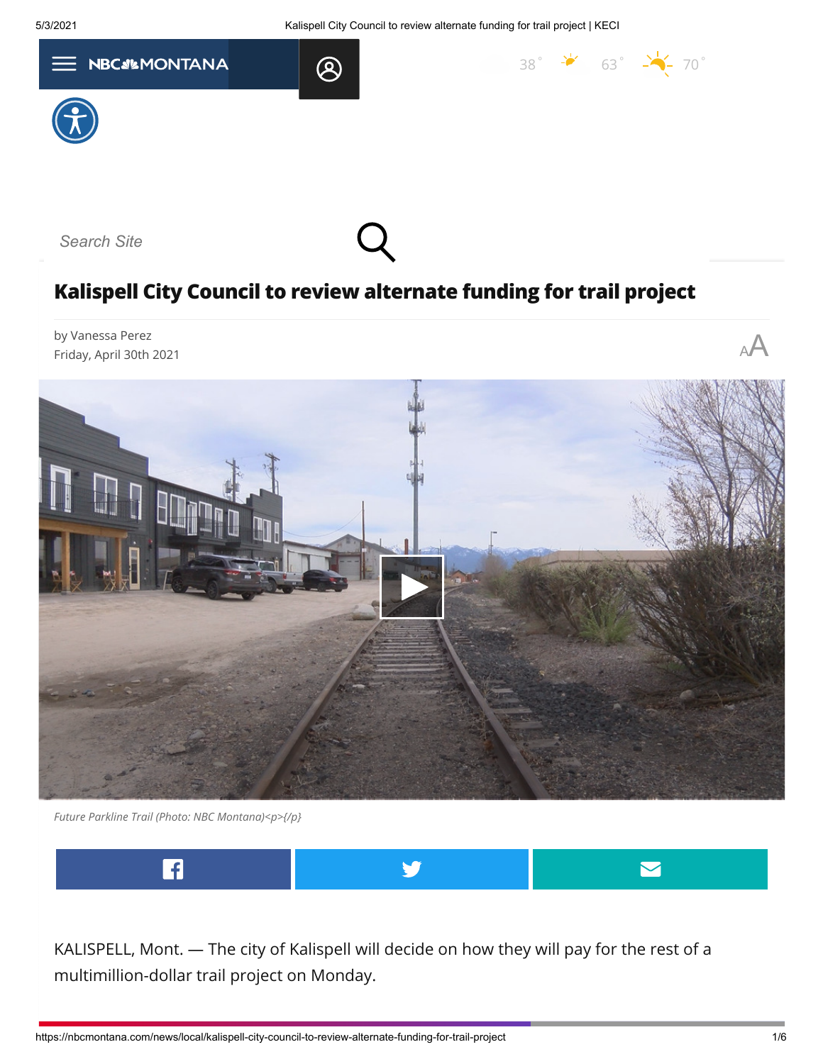# Kalispell City Council to review alternate funding for trail project

by Vanessa Perez
Friday, April 30th 2021

*Future Parkline Trail (Photo: NBC Montana)<p>{/p}*

KALISPELL, Mont. — The city of Kalispell will decide on how they will pay for the rest of a multimillion-dollar trail project on Monday.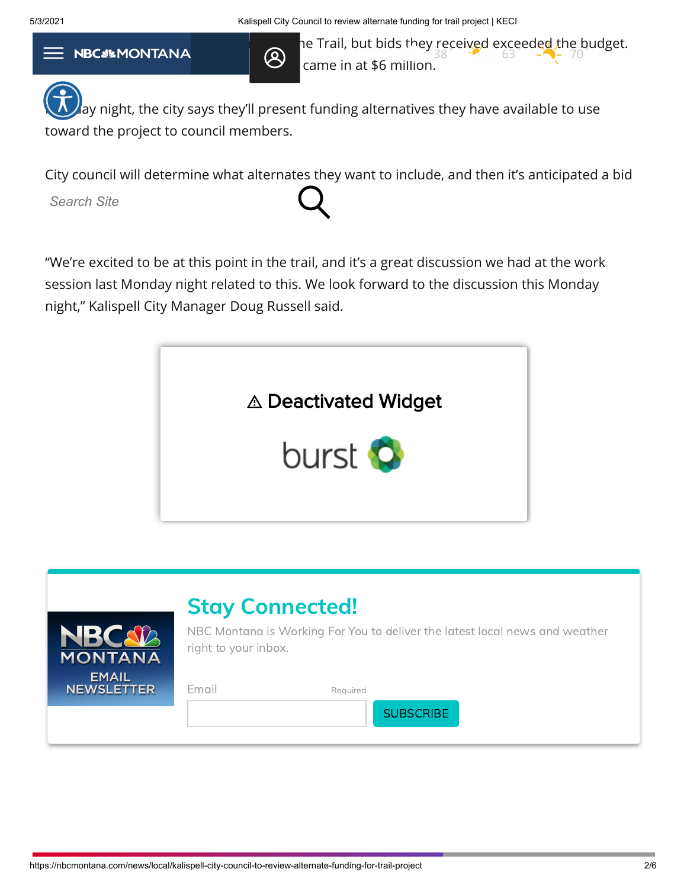he Trail, but bids they received exceeded the budget. came in at $6 million.

ay night, the city says they'll present funding alternatives they have available to use toward the project to council members.

City council will determine what alternates they want to include, and then it's anticipated a bid

"We're excited to be at this point in the trail, and it's a great discussion we had at the work session last Monday night related to this. We look forward to the discussion this Monday night," Kalispell City Manager Doug Russell said.

⚠ Deactivated Widget

burst

## Stay Connected!

NBC Montana is Working For You to deliver the latest local news and weather right to your inbox.

Email Required

SUBSCRIBE